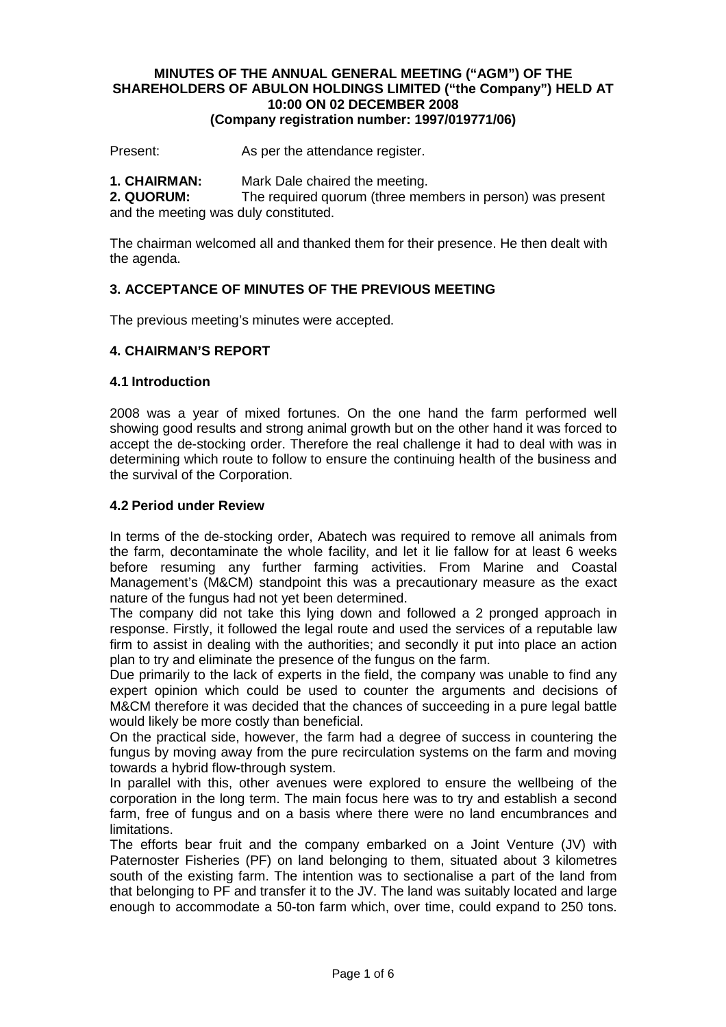# MINUTES OF THE ANNUAL GENERAL MEETING ("AGM") OF THE SHAREHOLDERS OF ABULON HOLDINGS LIMITED ("the Company") HELD AT 10:00 ON 02 DECEMBER 2008
**(Company registration number: 1997/019771/06)**

Present: As per the attendance register.

**1. CHAIRMAN:** Mark Dale chaired the meeting.

**2. QUORUM:** The required quorum (three members in person) was present and the meeting was duly constituted.

The chairman welcomed all and thanked them for their presence. He then dealt with the agenda.

## 3. ACCEPTANCE OF MINUTES OF THE PREVIOUS MEETING

The previous meeting's minutes were accepted.

## 4. CHAIRMAN'S REPORT

### 4.1 Introduction

2008 was a year of mixed fortunes. On the one hand the farm performed well showing good results and strong animal growth but on the other hand it was forced to accept the de-stocking order. Therefore the real challenge it had to deal with was in determining which route to follow to ensure the continuing health of the business and the survival of the Corporation.

### 4.2 Period under Review

In terms of the de-stocking order, Abatech was required to remove all animals from the farm, decontaminate the whole facility, and let it lie fallow for at least 6 weeks before resuming any further farming activities. From Marine and Coastal Management's (M&CM) standpoint this was a precautionary measure as the exact nature of the fungus had not yet been determined.

The company did not take this lying down and followed a 2 pronged approach in response. Firstly, it followed the legal route and used the services of a reputable law firm to assist in dealing with the authorities; and secondly it put into place an action plan to try and eliminate the presence of the fungus on the farm.

Due primarily to the lack of experts in the field, the company was unable to find any expert opinion which could be used to counter the arguments and decisions of M&CM therefore it was decided that the chances of succeeding in a pure legal battle would likely be more costly than beneficial.

On the practical side, however, the farm had a degree of success in countering the fungus by moving away from the pure recirculation systems on the farm and moving towards a hybrid flow-through system.

In parallel with this, other avenues were explored to ensure the wellbeing of the corporation in the long term. The main focus here was to try and establish a second farm, free of fungus and on a basis where there were no land encumbrances and limitations.

The efforts bear fruit and the company embarked on a Joint Venture (JV) with Paternoster Fisheries (PF) on land belonging to them, situated about 3 kilometres south of the existing farm. The intention was to sectionalise a part of the land from that belonging to PF and transfer it to the JV. The land was suitably located and large enough to accommodate a 50-ton farm which, over time, could expand to 250 tons.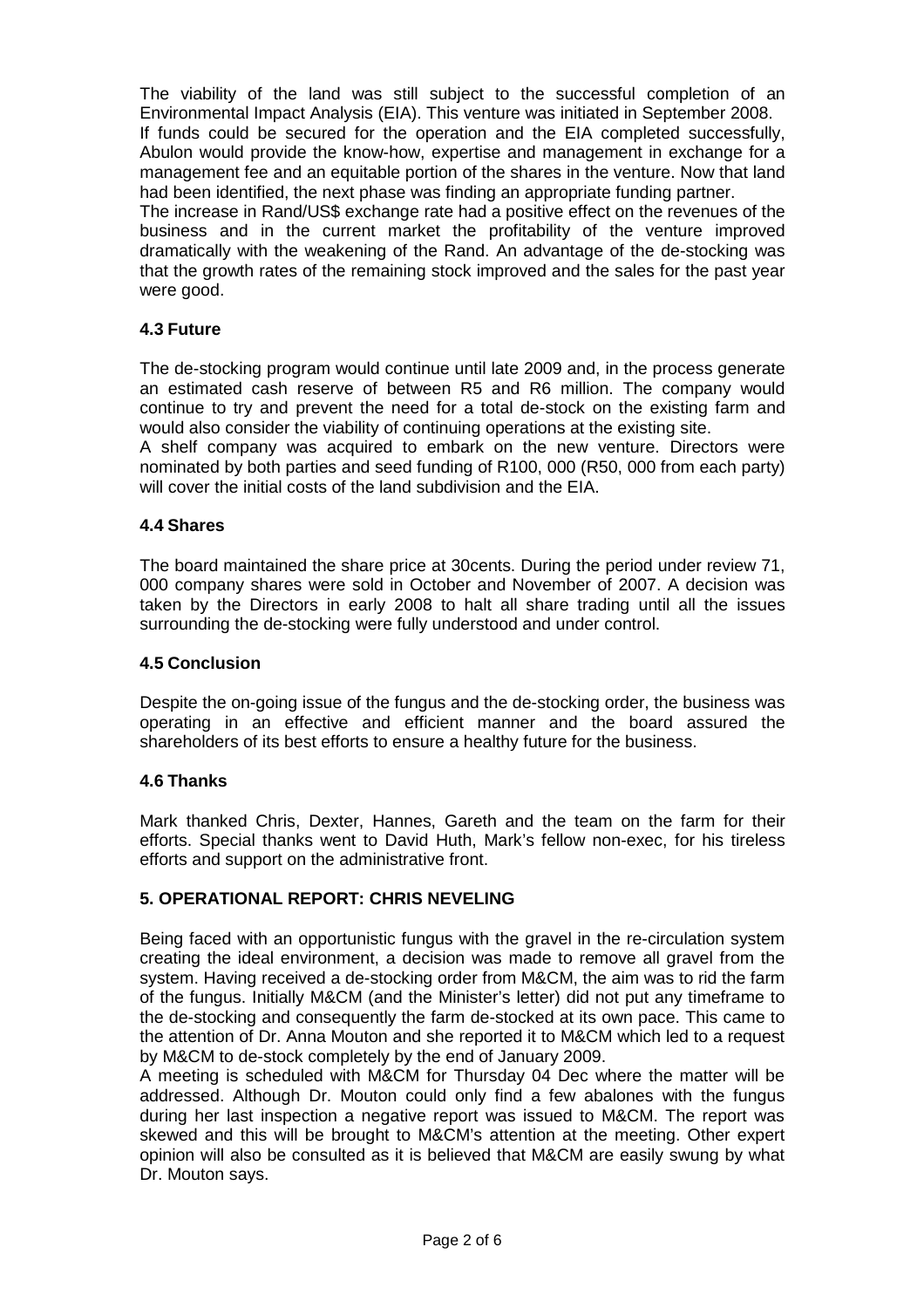The viability of the land was still subject to the successful completion of an Environmental Impact Analysis (EIA). This venture was initiated in September 2008.
If funds could be secured for the operation and the EIA completed successfully, Abulon would provide the know-how, expertise and management in exchange for a management fee and an equitable portion of the shares in the venture. Now that land had been identified, the next phase was finding an appropriate funding partner.
The increase in Rand/US$ exchange rate had a positive effect on the revenues of the business and in the current market the profitability of the venture improved dramatically with the weakening of the Rand. An advantage of the de-stocking was that the growth rates of the remaining stock improved and the sales for the past year were good.

### 4.3 Future

The de-stocking program would continue until late 2009 and, in the process generate an estimated cash reserve of between R5 and R6 million. The company would continue to try and prevent the need for a total de-stock on the existing farm and would also consider the viability of continuing operations at the existing site.
A shelf company was acquired to embark on the new venture. Directors were nominated by both parties and seed funding of R100, 000 (R50, 000 from each party) will cover the initial costs of the land subdivision and the EIA.

### 4.4 Shares

The board maintained the share price at 30cents. During the period under review 71, 000 company shares were sold in October and November of 2007. A decision was taken by the Directors in early 2008 to halt all share trading until all the issues surrounding the de-stocking were fully understood and under control.

### 4.5 Conclusion

Despite the on-going issue of the fungus and the de-stocking order, the business was operating in an effective and efficient manner and the board assured the shareholders of its best efforts to ensure a healthy future for the business.

### 4.6 Thanks

Mark thanked Chris, Dexter, Hannes, Gareth and the team on the farm for their efforts. Special thanks went to David Huth, Mark's fellow non-exec, for his tireless efforts and support on the administrative front.

## 5. OPERATIONAL REPORT: CHRIS NEVELING

Being faced with an opportunistic fungus with the gravel in the re-circulation system creating the ideal environment, a decision was made to remove all gravel from the system. Having received a de-stocking order from M&CM, the aim was to rid the farm of the fungus. Initially M&CM (and the Minister's letter) did not put any timeframe to the de-stocking and consequently the farm de-stocked at its own pace. This came to the attention of Dr. Anna Mouton and she reported it to M&CM which led to a request by M&CM to de-stock completely by the end of January 2009.
A meeting is scheduled with M&CM for Thursday 04 Dec where the matter will be addressed. Although Dr. Mouton could only find a few abalones with the fungus during her last inspection a negative report was issued to M&CM. The report was skewed and this will be brought to M&CM's attention at the meeting. Other expert opinion will also be consulted as it is believed that M&CM are easily swung by what Dr. Mouton says.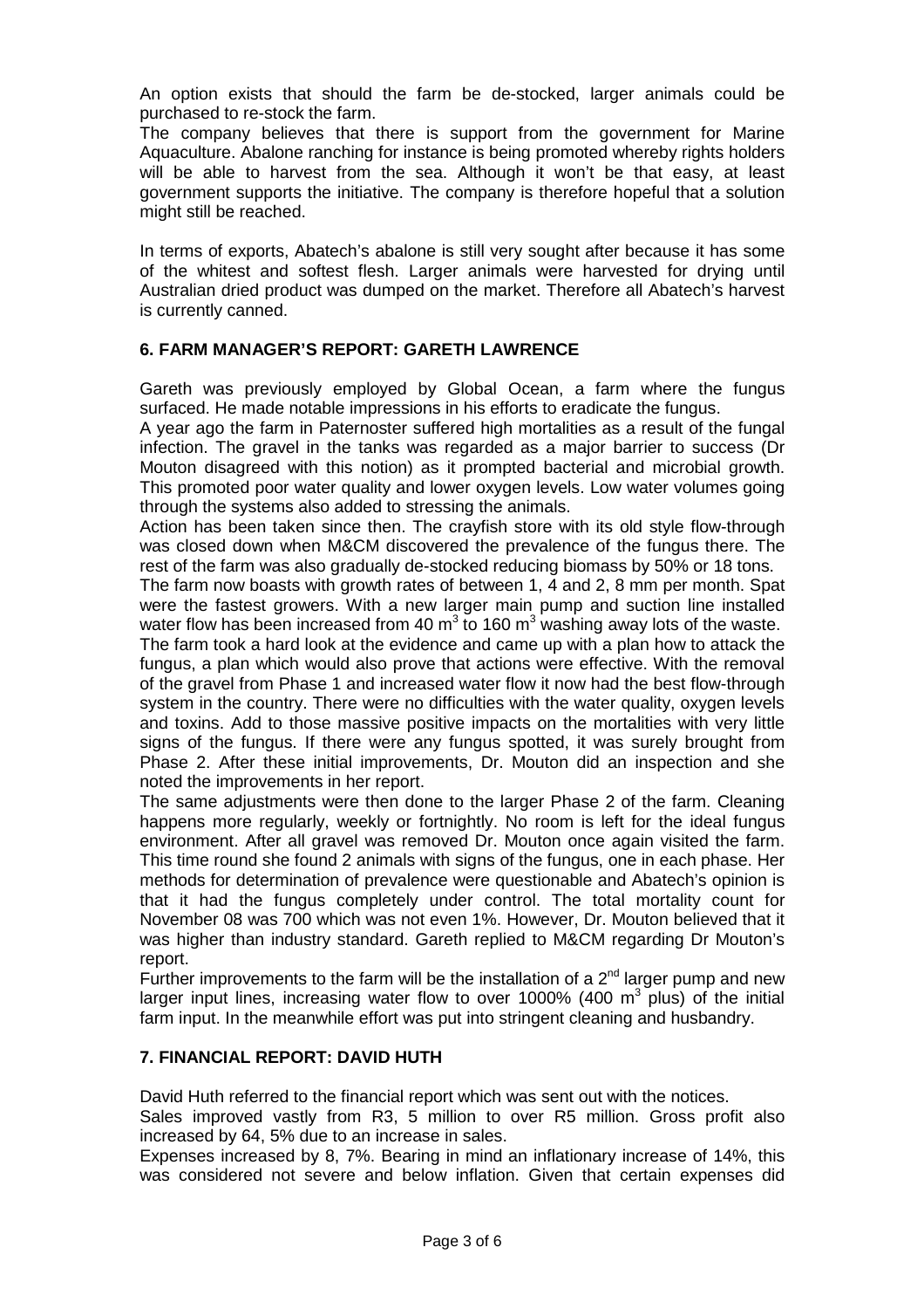An option exists that should the farm be de-stocked, larger animals could be purchased to re-stock the farm.

The company believes that there is support from the government for Marine Aquaculture. Abalone ranching for instance is being promoted whereby rights holders will be able to harvest from the sea. Although it won't be that easy, at least government supports the initiative. The company is therefore hopeful that a solution might still be reached.

In terms of exports, Abatech's abalone is still very sought after because it has some of the whitest and softest flesh. Larger animals were harvested for drying until Australian dried product was dumped on the market. Therefore all Abatech's harvest is currently canned.

## 6. FARM MANAGER'S REPORT: GARETH LAWRENCE

Gareth was previously employed by Global Ocean, a farm where the fungus surfaced. He made notable impressions in his efforts to eradicate the fungus.

A year ago the farm in Paternoster suffered high mortalities as a result of the fungal infection. The gravel in the tanks was regarded as a major barrier to success (Dr Mouton disagreed with this notion) as it prompted bacterial and microbial growth. This promoted poor water quality and lower oxygen levels. Low water volumes going through the systems also added to stressing the animals.

Action has been taken since then. The crayfish store with its old style flow-through was closed down when M&CM discovered the prevalence of the fungus there. The rest of the farm was also gradually de-stocked reducing biomass by 50% or 18 tons.

The farm now boasts with growth rates of between 1, 4 and 2, 8 mm per month. Spat were the fastest growers. With a new larger main pump and suction line installed water flow has been increased from 40 $m^3$ to 160 $m^3$ washing away lots of the waste.

The farm took a hard look at the evidence and came up with a plan how to attack the fungus, a plan which would also prove that actions were effective. With the removal of the gravel from Phase 1 and increased water flow it now had the best flow-through system in the country. There were no difficulties with the water quality, oxygen levels and toxins. Add to those massive positive impacts on the mortalities with very little signs of the fungus. If there were any fungus spotted, it was surely brought from Phase 2. After these initial improvements, Dr. Mouton did an inspection and she noted the improvements in her report.

The same adjustments were then done to the larger Phase 2 of the farm. Cleaning happens more regularly, weekly or fortnightly. No room is left for the ideal fungus environment. After all gravel was removed Dr. Mouton once again visited the farm. This time round she found 2 animals with signs of the fungus, one in each phase. Her methods for determination of prevalence were questionable and Abatech's opinion is that it had the fungus completely under control. The total mortality count for November 08 was 700 which was not even 1%. However, Dr. Mouton believed that it was higher than industry standard. Gareth replied to M&CM regarding Dr Mouton's report.

Further improvements to the farm will be the installation of a 2nd larger pump and new larger input lines, increasing water flow to over 1000% (400 $m^3$ plus) of the initial farm input. In the meanwhile effort was put into stringent cleaning and husbandry.

## 7. FINANCIAL REPORT: DAVID HUTH

David Huth referred to the financial report which was sent out with the notices.

Sales improved vastly from R3, 5 million to over R5 million. Gross profit also increased by 64, 5% due to an increase in sales.

Expenses increased by 8, 7%. Bearing in mind an inflationary increase of 14%, this was considered not severe and below inflation. Given that certain expenses did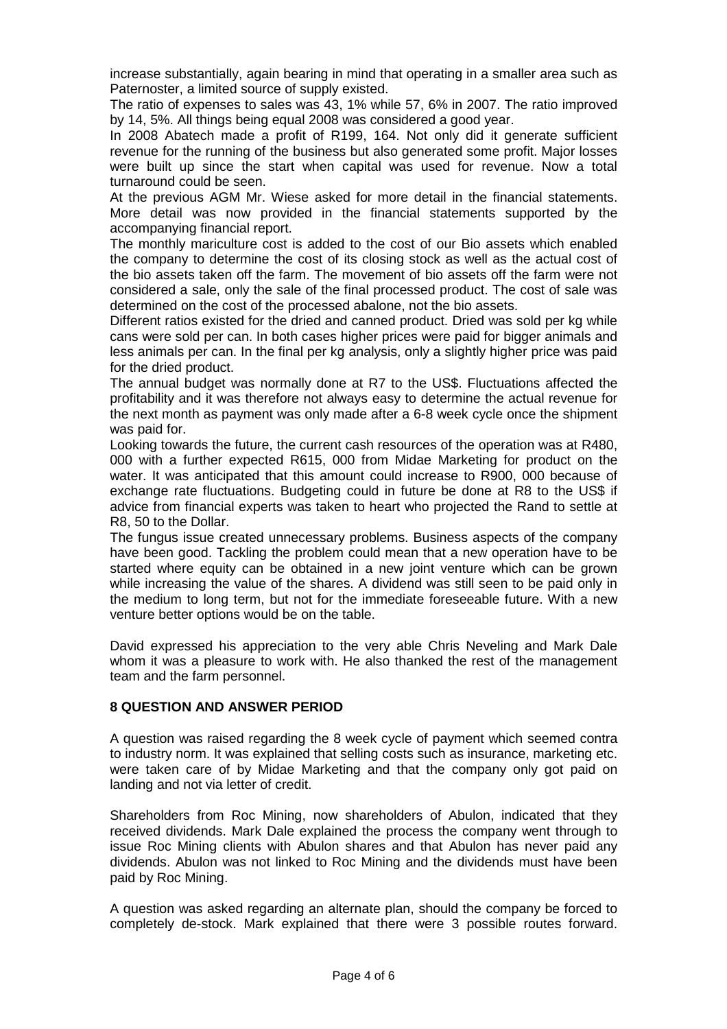increase substantially, again bearing in mind that operating in a smaller area such as Paternoster, a limited source of supply existed.

The ratio of expenses to sales was 43, 1% while 57, 6% in 2007. The ratio improved by 14, 5%. All things being equal 2008 was considered a good year.

In 2008 Abatech made a profit of R199, 164. Not only did it generate sufficient revenue for the running of the business but also generated some profit. Major losses were built up since the start when capital was used for revenue. Now a total turnaround could be seen.

At the previous AGM Mr. Wiese asked for more detail in the financial statements. More detail was now provided in the financial statements supported by the accompanying financial report.

The monthly mariculture cost is added to the cost of our Bio assets which enabled the company to determine the cost of its closing stock as well as the actual cost of the bio assets taken off the farm. The movement of bio assets off the farm were not considered a sale, only the sale of the final processed product. The cost of sale was determined on the cost of the processed abalone, not the bio assets.

Different ratios existed for the dried and canned product. Dried was sold per kg while cans were sold per can. In both cases higher prices were paid for bigger animals and less animals per can. In the final per kg analysis, only a slightly higher price was paid for the dried product.

The annual budget was normally done at R7 to the US$. Fluctuations affected the profitability and it was therefore not always easy to determine the actual revenue for the next month as payment was only made after a 6-8 week cycle once the shipment was paid for.

Looking towards the future, the current cash resources of the operation was at R480, 000 with a further expected R615, 000 from Midae Marketing for product on the water. It was anticipated that this amount could increase to R900, 000 because of exchange rate fluctuations. Budgeting could in future be done at R8 to the US$ if advice from financial experts was taken to heart who projected the Rand to settle at R8, 50 to the Dollar.

The fungus issue created unnecessary problems. Business aspects of the company have been good. Tackling the problem could mean that a new operation have to be started where equity can be obtained in a new joint venture which can be grown while increasing the value of the shares. A dividend was still seen to be paid only in the medium to long term, but not for the immediate foreseeable future. With a new venture better options would be on the table.

David expressed his appreciation to the very able Chris Neveling and Mark Dale whom it was a pleasure to work with. He also thanked the rest of the management team and the farm personnel.

## 8 QUESTION AND ANSWER PERIOD

A question was raised regarding the 8 week cycle of payment which seemed contra to industry norm. It was explained that selling costs such as insurance, marketing etc. were taken care of by Midae Marketing and that the company only got paid on landing and not via letter of credit.

Shareholders from Roc Mining, now shareholders of Abulon, indicated that they received dividends. Mark Dale explained the process the company went through to issue Roc Mining clients with Abulon shares and that Abulon has never paid any dividends. Abulon was not linked to Roc Mining and the dividends must have been paid by Roc Mining.

A question was asked regarding an alternate plan, should the company be forced to completely de-stock. Mark explained that there were 3 possible routes forward.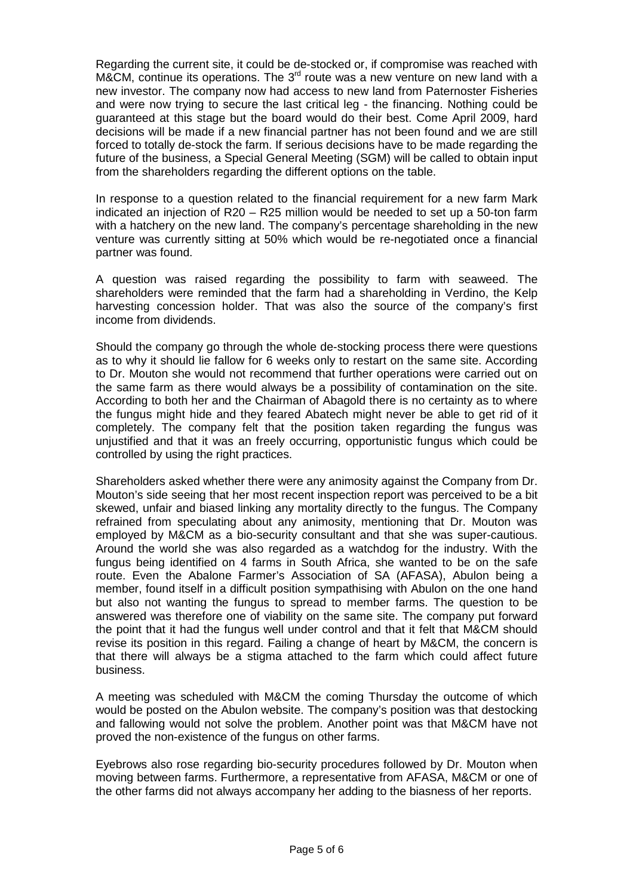Regarding the current site, it could be de-stocked or, if compromise was reached with M&CM, continue its operations. The 3rd route was a new venture on new land with a new investor. The company now had access to new land from Paternoster Fisheries and were now trying to secure the last critical leg - the financing. Nothing could be guaranteed at this stage but the board would do their best. Come April 2009, hard decisions will be made if a new financial partner has not been found and we are still forced to totally de-stock the farm. If serious decisions have to be made regarding the future of the business, a Special General Meeting (SGM) will be called to obtain input from the shareholders regarding the different options on the table.

In response to a question related to the financial requirement for a new farm Mark indicated an injection of R20 – R25 million would be needed to set up a 50-ton farm with a hatchery on the new land. The company's percentage shareholding in the new venture was currently sitting at 50% which would be re-negotiated once a financial partner was found.

A question was raised regarding the possibility to farm with seaweed. The shareholders were reminded that the farm had a shareholding in Verdino, the Kelp harvesting concession holder. That was also the source of the company's first income from dividends.

Should the company go through the whole de-stocking process there were questions as to why it should lie fallow for 6 weeks only to restart on the same site. According to Dr. Mouton she would not recommend that further operations were carried out on the same farm as there would always be a possibility of contamination on the site. According to both her and the Chairman of Abagold there is no certainty as to where the fungus might hide and they feared Abatech might never be able to get rid of it completely. The company felt that the position taken regarding the fungus was unjustified and that it was an freely occurring, opportunistic fungus which could be controlled by using the right practices.

Shareholders asked whether there were any animosity against the Company from Dr. Mouton's side seeing that her most recent inspection report was perceived to be a bit skewed, unfair and biased linking any mortality directly to the fungus. The Company refrained from speculating about any animosity, mentioning that Dr. Mouton was employed by M&CM as a bio-security consultant and that she was super-cautious. Around the world she was also regarded as a watchdog for the industry. With the fungus being identified on 4 farms in South Africa, she wanted to be on the safe route. Even the Abalone Farmer's Association of SA (AFASA), Abulon being a member, found itself in a difficult position sympathising with Abulon on the one hand but also not wanting the fungus to spread to member farms. The question to be answered was therefore one of viability on the same site. The company put forward the point that it had the fungus well under control and that it felt that M&CM should revise its position in this regard. Failing a change of heart by M&CM, the concern is that there will always be a stigma attached to the farm which could affect future business.

A meeting was scheduled with M&CM the coming Thursday the outcome of which would be posted on the Abulon website. The company's position was that destocking and fallowing would not solve the problem. Another point was that M&CM have not proved the non-existence of the fungus on other farms.

Eyebrows also rose regarding bio-security procedures followed by Dr. Mouton when moving between farms. Furthermore, a representative from AFASA, M&CM or one of the other farms did not always accompany her adding to the biasness of her reports.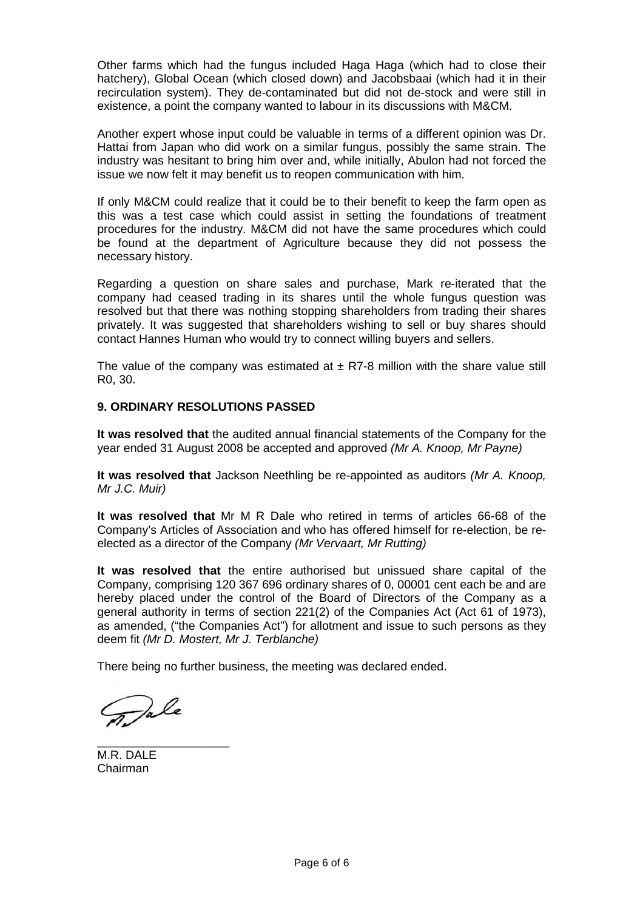Other farms which had the fungus included Haga Haga (which had to close their hatchery), Global Ocean (which closed down) and Jacobsbaai (which had it in their recirculation system). They de-contaminated but did not de-stock and were still in existence, a point the company wanted to labour in its discussions with M&CM.

Another expert whose input could be valuable in terms of a different opinion was Dr. Hattai from Japan who did work on a similar fungus, possibly the same strain. The industry was hesitant to bring him over and, while initially, Abulon had not forced the issue we now felt it may benefit us to reopen communication with him.

If only M&CM could realize that it could be to their benefit to keep the farm open as this was a test case which could assist in setting the foundations of treatment procedures for the industry. M&CM did not have the same procedures which could be found at the department of Agriculture because they did not possess the necessary history.

Regarding a question on share sales and purchase, Mark re-iterated that the company had ceased trading in its shares until the whole fungus question was resolved but that there was nothing stopping shareholders from trading their shares privately. It was suggested that shareholders wishing to sell or buy shares should contact Hannes Human who would try to connect willing buyers and sellers.

The value of the company was estimated at ± R7-8 million with the share value still R0, 30.

**9. ORDINARY RESOLUTIONS PASSED**

**It was resolved that** the audited annual financial statements of the Company for the year ended 31 August 2008 be accepted and approved *(Mr A. Knoop, Mr Payne)*

**It was resolved that** Jackson Neethling be re-appointed as auditors *(Mr A. Knoop, Mr J.C. Muir)*

**It was resolved that** Mr M R Dale who retired in terms of articles 66-68 of the Company's Articles of Association and who has offered himself for re-election, be re-elected as a director of the Company *(Mr Vervaart, Mr Rutting)*

**It was resolved that** the entire authorised but unissued share capital of the Company, comprising 120 367 696 ordinary shares of 0, 00001 cent each be and are hereby placed under the control of the Board of Directors of the Company as a general authority in terms of section 221(2) of the Companies Act (Act 61 of 1973), as amended, ("the Companies Act") for allotment and issue to such persons as they deem fit *(Mr D. Mostert, Mr J. Terblanche)*

There being no further business, the meeting was declared ended.

\_\_\_\_\_\_\_\_\_\_\_\_\_\_\_\_\_\_\_\_

M.R. DALE
Chairman